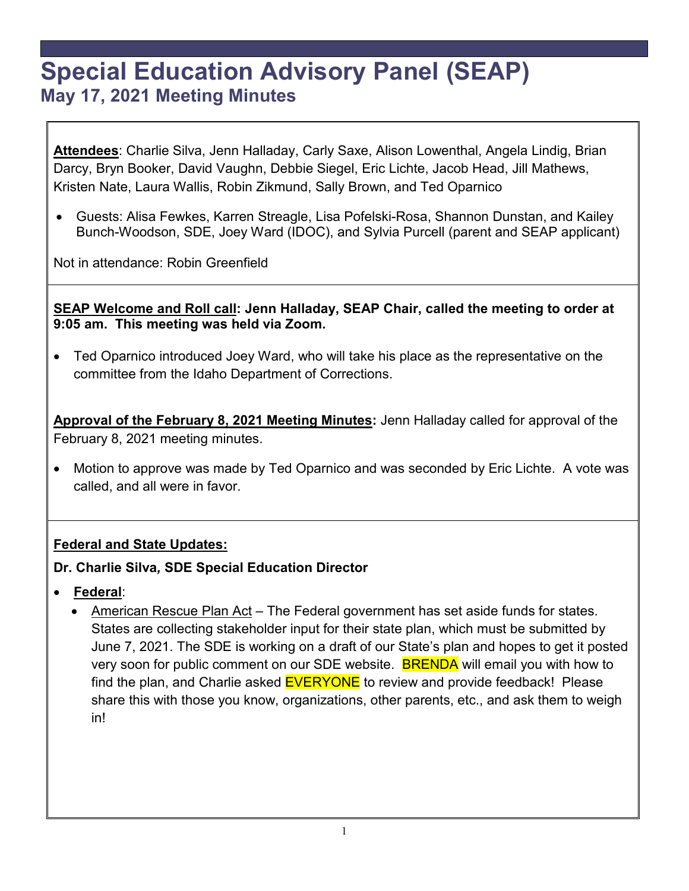# Special Education Advisory Panel (SEAP)

## May 17, 2021 Meeting Minutes

**Attendees**: Charlie Silva, Jenn Halladay, Carly Saxe, Alison Lowenthal, Angela Lindig, Brian Darcy, Bryn Booker, David Vaughn, Debbie Siegel, Eric Lichte, Jacob Head, Jill Mathews, Kristen Nate, Laura Wallis, Robin Zikmund, Sally Brown, and Ted Oparnico

- Guests: Alisa Fewkes, Karren Streagle, Lisa Pofelski-Rosa, Shannon Dunstan, and Kailey Bunch-Woodson, SDE, Joey Ward (IDOC), and Sylvia Purcell (parent and SEAP applicant)

Not in attendance: Robin Greenfield

**SEAP Welcome and Roll call: Jenn Halladay, SEAP Chair, called the meeting to order at 9:05 am. This meeting was held via Zoom.**

- Ted Oparnico introduced Joey Ward, who will take his place as the representative on the committee from the Idaho Department of Corrections.

**Approval of the February 8, 2021 Meeting Minutes:** Jenn Halladay called for approval of the February 8, 2021 meeting minutes.

- Motion to approve was made by Ted Oparnico and was seconded by Eric Lichte. A vote was called, and all were in favor.

**Federal and State Updates:**

**Dr. Charlie Silva, SDE Special Education Director**

- **Federal**:
  - American Rescue Plan Act – The Federal government has set aside funds for states. States are collecting stakeholder input for their state plan, which must be submitted by June 7, 2021. The SDE is working on a draft of our State's plan and hopes to get it posted very soon for public comment on our SDE website. BRENDA will email you with how to find the plan, and Charlie asked EVERYONE to review and provide feedback! Please share this with those you know, organizations, other parents, etc., and ask them to weigh in!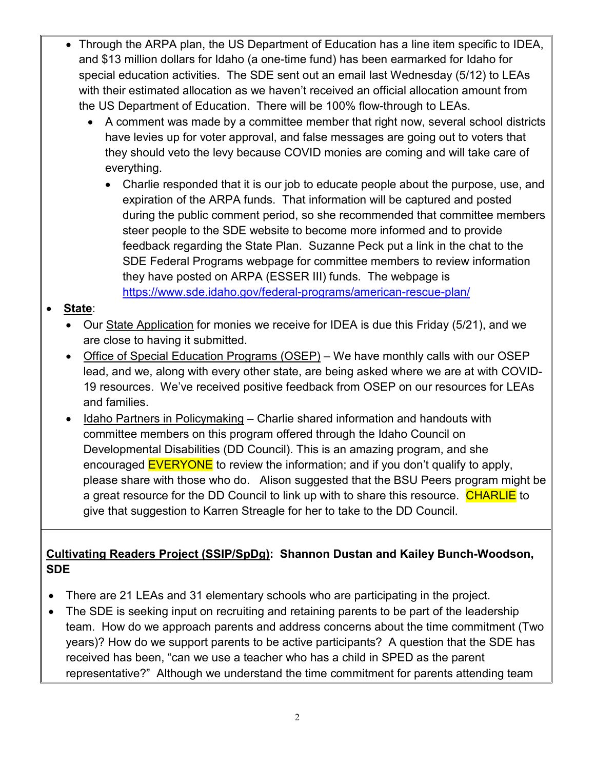- Through the ARPA plan, the US Department of Education has a line item specific to IDEA, and $13 million dollars for Idaho (a one-time fund) has been earmarked for Idaho for special education activities. The SDE sent out an email last Wednesday (5/12) to LEAs with their estimated allocation as we haven't received an official allocation amount from the US Department of Education. There will be 100% flow-through to LEAs.
  - A comment was made by a committee member that right now, several school districts have levies up for voter approval, and false messages are going out to voters that they should veto the levy because COVID monies are coming and will take care of everything.
    - Charlie responded that it is our job to educate people about the purpose, use, and expiration of the ARPA funds. That information will be captured and posted during the public comment period, so she recommended that committee members steer people to the SDE website to become more informed and to provide feedback regarding the State Plan. Suzanne Peck put a link in the chat to the SDE Federal Programs webpage for committee members to review information they have posted on ARPA (ESSER III) funds. The webpage is https://www.sde.idaho.gov/federal-programs/american-rescue-plan/

- **State**:
  - Our State Application for monies we receive for IDEA is due this Friday (5/21), and we are close to having it submitted.
  - Office of Special Education Programs (OSEP) – We have monthly calls with our OSEP lead, and we, along with every other state, are being asked where we are at with COVID-19 resources. We've received positive feedback from OSEP on our resources for LEAs and families.
  - Idaho Partners in Policymaking – Charlie shared information and handouts with committee members on this program offered through the Idaho Council on Developmental Disabilities (DD Council). This is an amazing program, and she encouraged EVERYONE to review the information; and if you don't qualify to apply, please share with those who do. Alison suggested that the BSU Peers program might be a great resource for the DD Council to link up with to share this resource. CHARLIE to give that suggestion to Karren Streagle for her to take to the DD Council.

**Cultivating Readers Project (SSIP/SpDg): Shannon Dustan and Kailey Bunch-Woodson, SDE**

- There are 21 LEAs and 31 elementary schools who are participating in the project.
- The SDE is seeking input on recruiting and retaining parents to be part of the leadership team. How do we approach parents and address concerns about the time commitment (Two years)? How do we support parents to be active participants? A question that the SDE has received has been, "can we use a teacher who has a child in SPED as the parent representative?" Although we understand the time commitment for parents attending team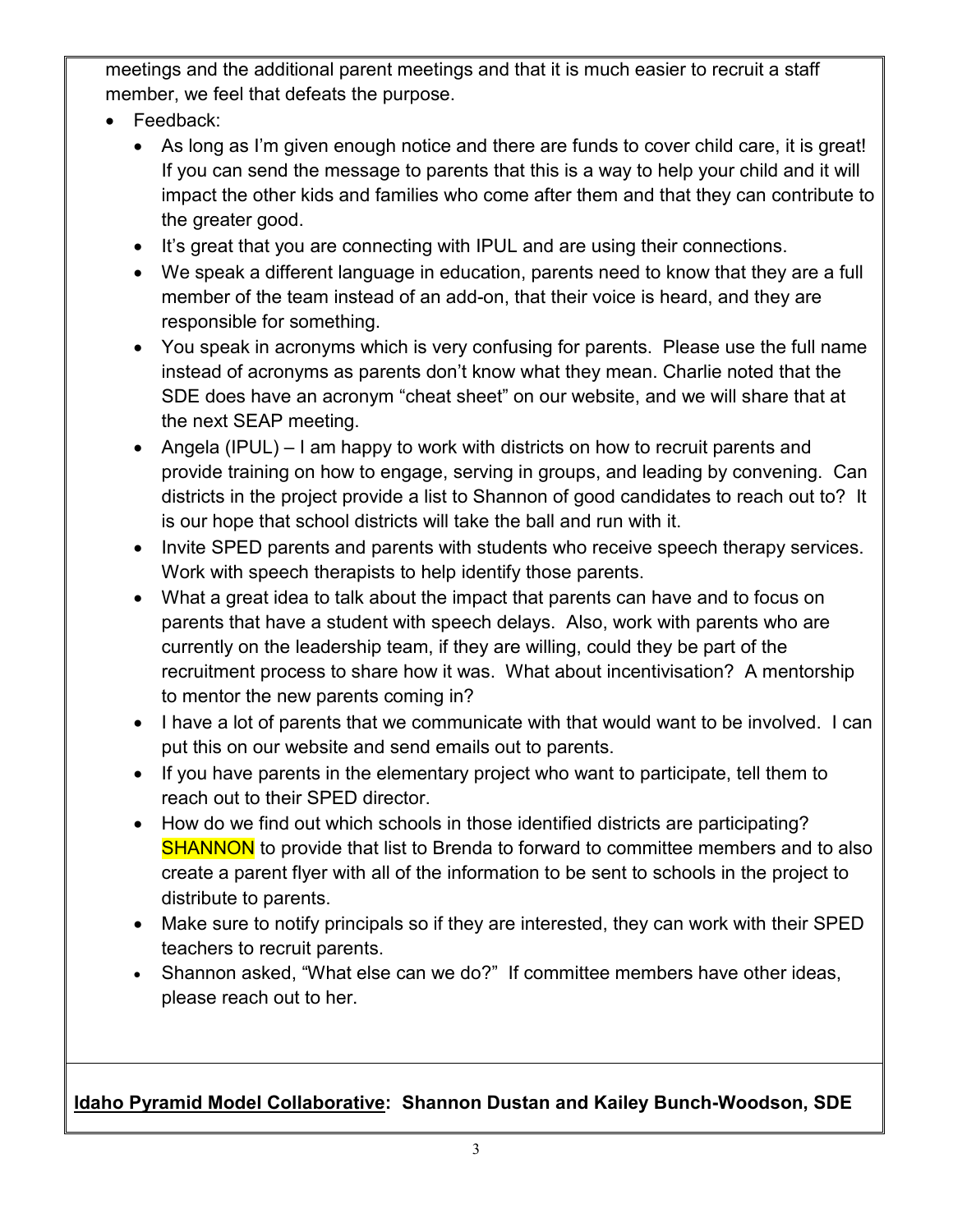meetings and the additional parent meetings and that it is much easier to recruit a staff member, we feel that defeats the purpose.

- Feedback:
  - As long as I'm given enough notice and there are funds to cover child care, it is great! If you can send the message to parents that this is a way to help your child and it will impact the other kids and families who come after them and that they can contribute to the greater good.
  - It's great that you are connecting with IPUL and are using their connections.
  - We speak a different language in education, parents need to know that they are a full member of the team instead of an add-on, that their voice is heard, and they are responsible for something.
  - You speak in acronyms which is very confusing for parents. Please use the full name instead of acronyms as parents don't know what they mean. Charlie noted that the SDE does have an acronym "cheat sheet" on our website, and we will share that at the next SEAP meeting.
  - Angela (IPUL) – I am happy to work with districts on how to recruit parents and provide training on how to engage, serving in groups, and leading by convening. Can districts in the project provide a list to Shannon of good candidates to reach out to? It is our hope that school districts will take the ball and run with it.
  - Invite SPED parents and parents with students who receive speech therapy services. Work with speech therapists to help identify those parents.
  - What a great idea to talk about the impact that parents can have and to focus on parents that have a student with speech delays. Also, work with parents who are currently on the leadership team, if they are willing, could they be part of the recruitment process to share how it was. What about incentivisation? A mentorship to mentor the new parents coming in?
  - I have a lot of parents that we communicate with that would want to be involved. I can put this on our website and send emails out to parents.
  - If you have parents in the elementary project who want to participate, tell them to reach out to their SPED director.
  - How do we find out which schools in those identified districts are participating? SHANNON to provide that list to Brenda to forward to committee members and to also create a parent flyer with all of the information to be sent to schools in the project to distribute to parents.
  - Make sure to notify principals so if they are interested, they can work with their SPED teachers to recruit parents.
  - Shannon asked, "What else can we do?" If committee members have other ideas, please reach out to her.

**Idaho Pyramid Model Collaborative: Shannon Dustan and Kailey Bunch-Woodson, SDE**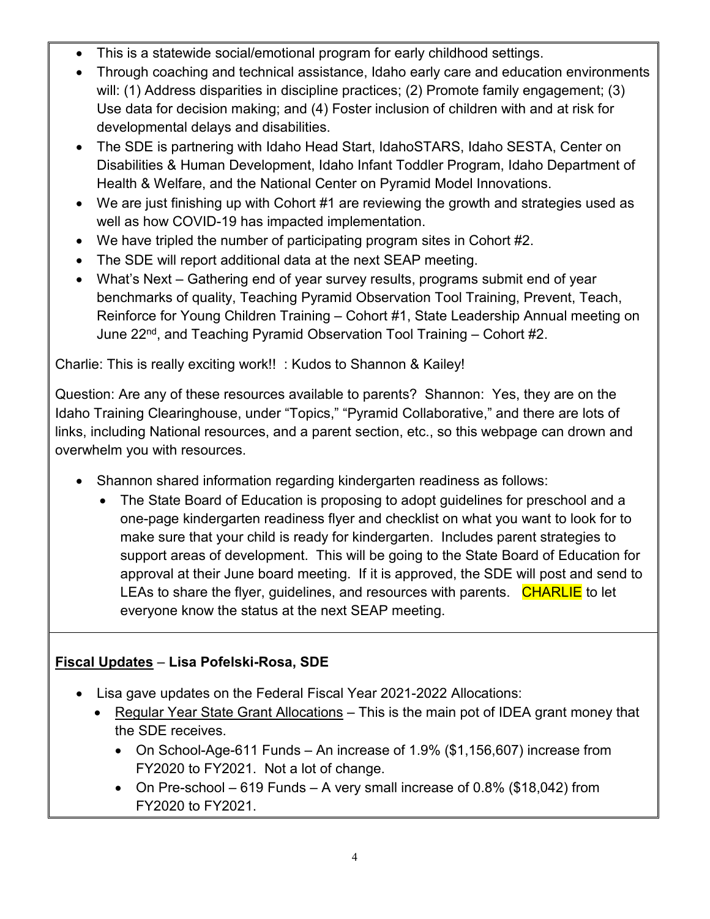- This is a statewide social/emotional program for early childhood settings.
- Through coaching and technical assistance, Idaho early care and education environments will: (1) Address disparities in discipline practices; (2) Promote family engagement; (3) Use data for decision making; and (4) Foster inclusion of children with and at risk for developmental delays and disabilities.
- The SDE is partnering with Idaho Head Start, IdahoSTARS, Idaho SESTA, Center on Disabilities & Human Development, Idaho Infant Toddler Program, Idaho Department of Health & Welfare, and the National Center on Pyramid Model Innovations.
- We are just finishing up with Cohort #1 are reviewing the growth and strategies used as well as how COVID-19 has impacted implementation.
- We have tripled the number of participating program sites in Cohort #2.
- The SDE will report additional data at the next SEAP meeting.
- What's Next – Gathering end of year survey results, programs submit end of year benchmarks of quality, Teaching Pyramid Observation Tool Training, Prevent, Teach, Reinforce for Young Children Training – Cohort #1, State Leadership Annual meeting on June 22nd, and Teaching Pyramid Observation Tool Training – Cohort #2.

Charlie: This is really exciting work!! : Kudos to Shannon & Kailey!

Question: Are any of these resources available to parents? Shannon: Yes, they are on the Idaho Training Clearinghouse, under "Topics," "Pyramid Collaborative," and there are lots of links, including National resources, and a parent section, etc., so this webpage can drown and overwhelm you with resources.

- Shannon shared information regarding kindergarten readiness as follows:
  - The State Board of Education is proposing to adopt guidelines for preschool and a one-page kindergarten readiness flyer and checklist on what you want to look for to make sure that your child is ready for kindergarten. Includes parent strategies to support areas of development. This will be going to the State Board of Education for approval at their June board meeting. If it is approved, the SDE will post and send to LEAs to share the flyer, guidelines, and resources with parents. CHARLIE to let everyone know the status at the next SEAP meeting.

**Fiscal Updates** – **Lisa Pofelski-Rosa, SDE**

- Lisa gave updates on the Federal Fiscal Year 2021-2022 Allocations:
  - Regular Year State Grant Allocations – This is the main pot of IDEA grant money that the SDE receives.
    - On School-Age-611 Funds – An increase of 1.9% ($1,156,607) increase from FY2020 to FY2021. Not a lot of change.
    - On Pre-school – 619 Funds – A very small increase of 0.8% ($18,042) from FY2020 to FY2021.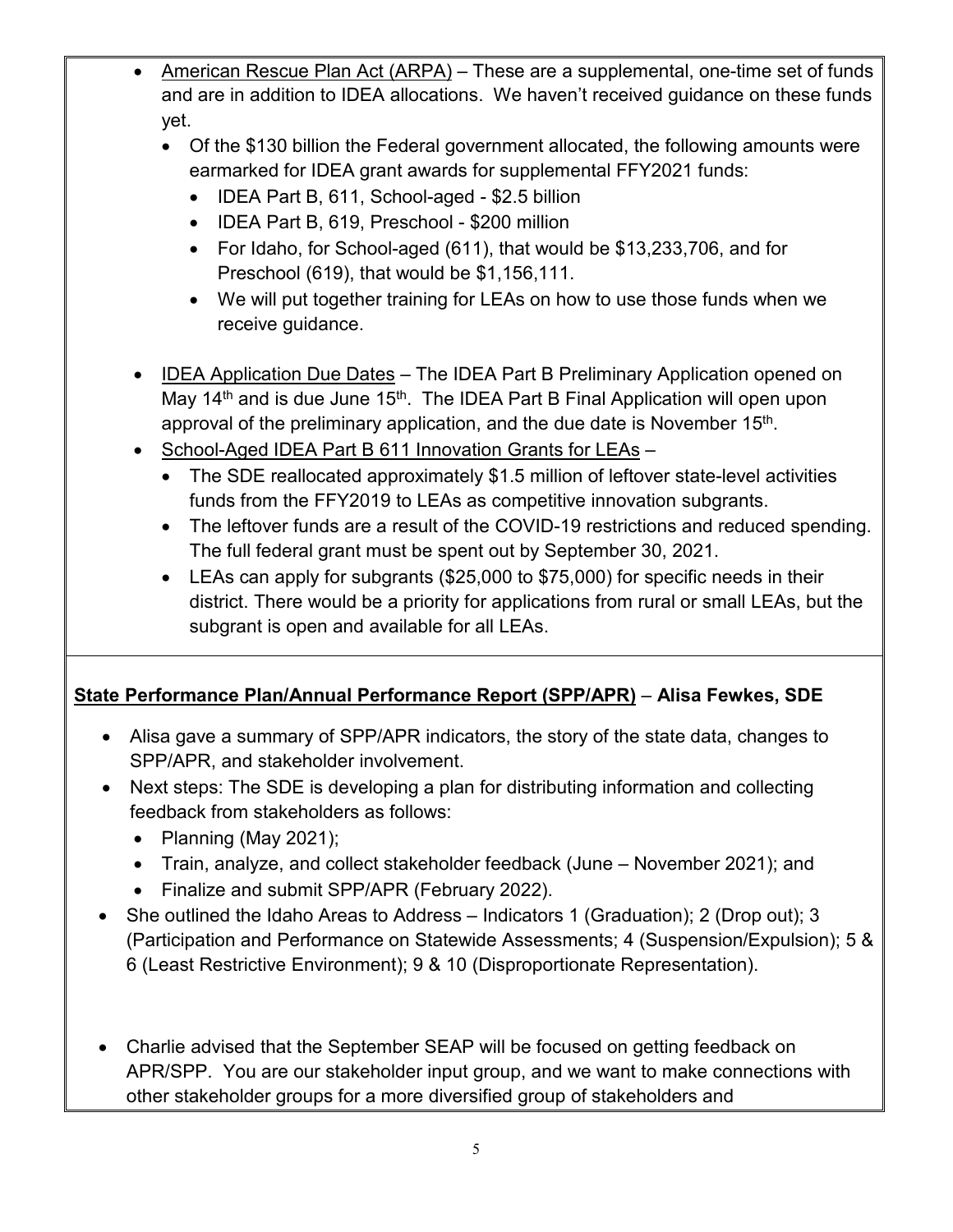- American Rescue Plan Act (ARPA) – These are a supplemental, one-time set of funds and are in addition to IDEA allocations. We haven't received guidance on these funds yet.
  - Of the $130 billion the Federal government allocated, the following amounts were earmarked for IDEA grant awards for supplemental FFY2021 funds:
    - IDEA Part B, 611, School-aged - $2.5 billion
    - IDEA Part B, 619, Preschool - $200 million
    - For Idaho, for School-aged (611), that would be $13,233,706, and for Preschool (619), that would be $1,156,111.
    - We will put together training for LEAs on how to use those funds when we receive guidance.

- IDEA Application Due Dates – The IDEA Part B Preliminary Application opened on May 14th and is due June 15th. The IDEA Part B Final Application will open upon approval of the preliminary application, and the due date is November 15th.
- School-Aged IDEA Part B 611 Innovation Grants for LEAs –
  - The SDE reallocated approximately $1.5 million of leftover state-level activities funds from the FFY2019 to LEAs as competitive innovation subgrants.
  - The leftover funds are a result of the COVID-19 restrictions and reduced spending. The full federal grant must be spent out by September 30, 2021.
  - LEAs can apply for subgrants ($25,000 to $75,000) for specific needs in their district. There would be a priority for applications from rural or small LEAs, but the subgrant is open and available for all LEAs.

**State Performance Plan/Annual Performance Report (SPP/APR) – Alisa Fewkes, SDE**

- Alisa gave a summary of SPP/APR indicators, the story of the state data, changes to SPP/APR, and stakeholder involvement.
- Next steps: The SDE is developing a plan for distributing information and collecting feedback from stakeholders as follows:
  - Planning (May 2021);
  - Train, analyze, and collect stakeholder feedback (June – November 2021); and
  - Finalize and submit SPP/APR (February 2022).
- She outlined the Idaho Areas to Address – Indicators 1 (Graduation); 2 (Drop out); 3 (Participation and Performance on Statewide Assessments; 4 (Suspension/Expulsion); 5 & 6 (Least Restrictive Environment); 9 & 10 (Disproportionate Representation).

- Charlie advised that the September SEAP will be focused on getting feedback on APR/SPP. You are our stakeholder input group, and we want to make connections with other stakeholder groups for a more diversified group of stakeholders and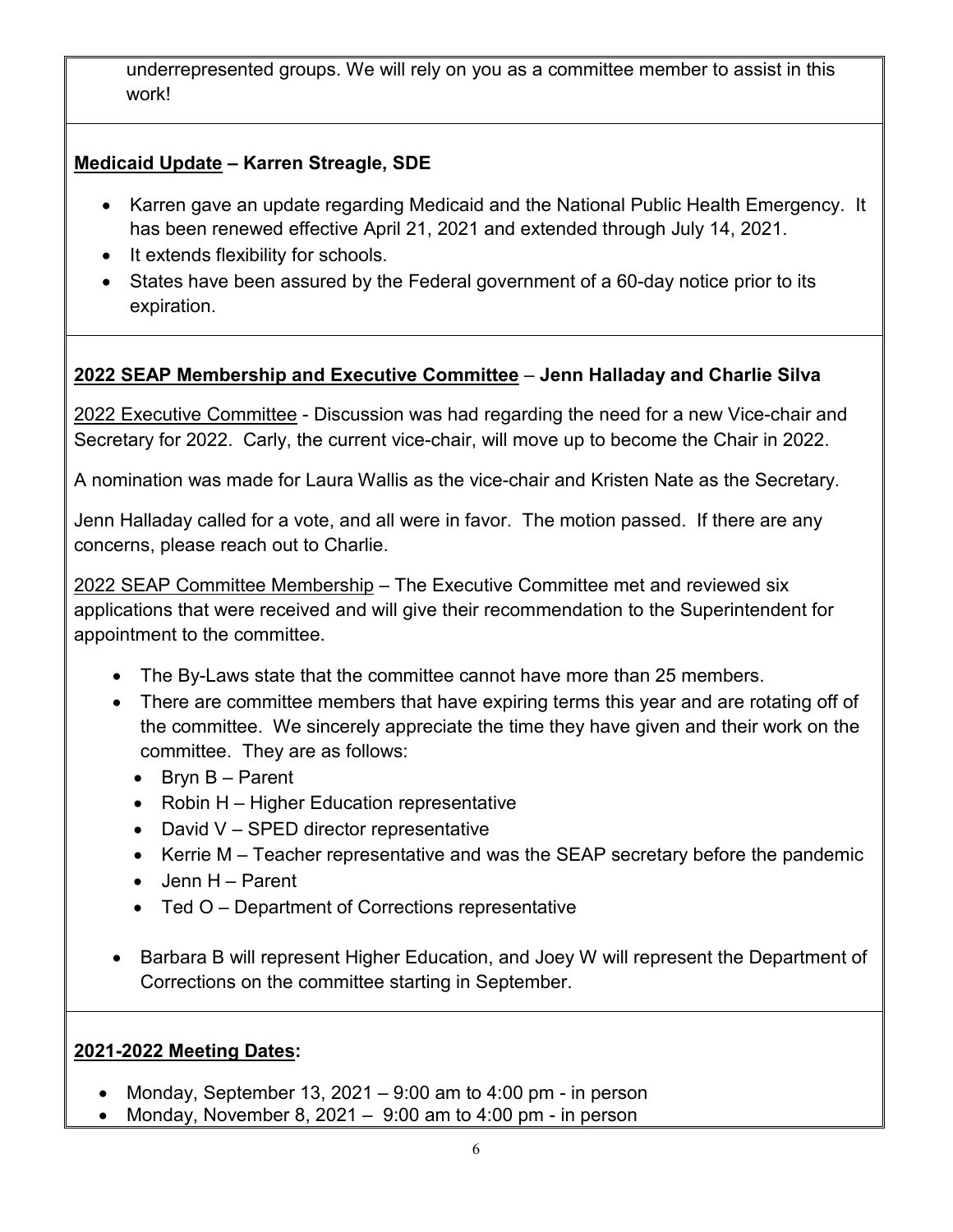underrepresented groups. We will rely on you as a committee member to assist in this work!

**Medicaid Update – Karren Streagle, SDE**

- Karren gave an update regarding Medicaid and the National Public Health Emergency. It has been renewed effective April 21, 2021 and extended through July 14, 2021.
- It extends flexibility for schools.
- States have been assured by the Federal government of a 60-day notice prior to its expiration.

**2022 SEAP Membership and Executive Committee – Jenn Halladay and Charlie Silva**

2022 Executive Committee - Discussion was had regarding the need for a new Vice-chair and Secretary for 2022. Carly, the current vice-chair, will move up to become the Chair in 2022.

A nomination was made for Laura Wallis as the vice-chair and Kristen Nate as the Secretary.

Jenn Halladay called for a vote, and all were in favor. The motion passed. If there are any concerns, please reach out to Charlie.

2022 SEAP Committee Membership – The Executive Committee met and reviewed six applications that were received and will give their recommendation to the Superintendent for appointment to the committee.

- The By-Laws state that the committee cannot have more than 25 members.
- There are committee members that have expiring terms this year and are rotating off of the committee. We sincerely appreciate the time they have given and their work on the committee. They are as follows:
  - Bryn B – Parent
  - Robin H – Higher Education representative
  - David V – SPED director representative
  - Kerrie M – Teacher representative and was the SEAP secretary before the pandemic
  - Jenn H – Parent
  - Ted O – Department of Corrections representative
- Barbara B will represent Higher Education, and Joey W will represent the Department of Corrections on the committee starting in September.

**2021-2022 Meeting Dates:**

- Monday, September 13, 2021 – 9:00 am to 4:00 pm - in person
- Monday, November 8, 2021 – 9:00 am to 4:00 pm - in person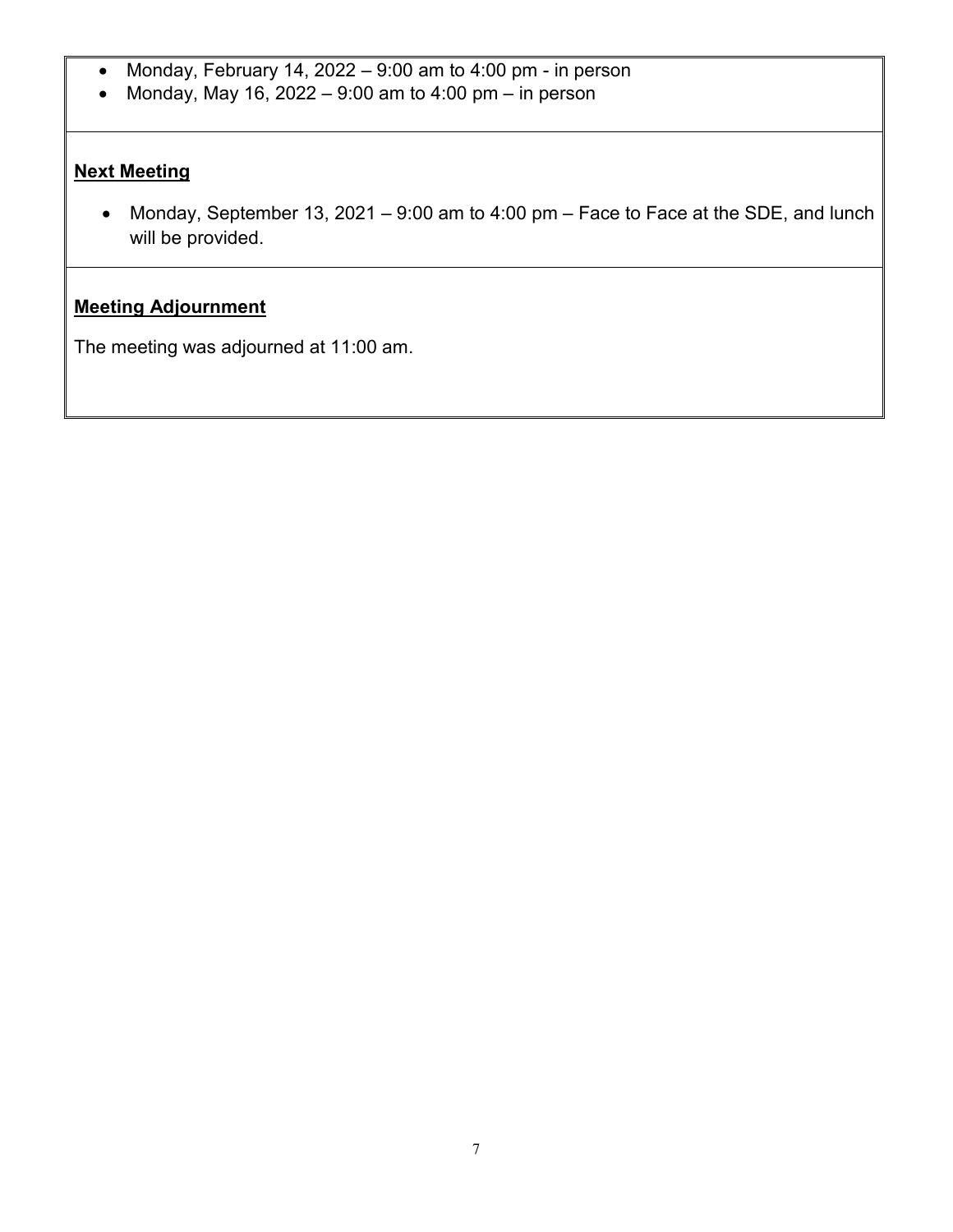- Monday, February 14, 2022 – 9:00 am to 4:00 pm - in person
- Monday, May 16, 2022 – 9:00 am to 4:00 pm – in person

**Next Meeting**

- Monday, September 13, 2021 – 9:00 am to 4:00 pm – Face to Face at the SDE, and lunch will be provided.

**Meeting Adjournment**

The meeting was adjourned at 11:00 am.